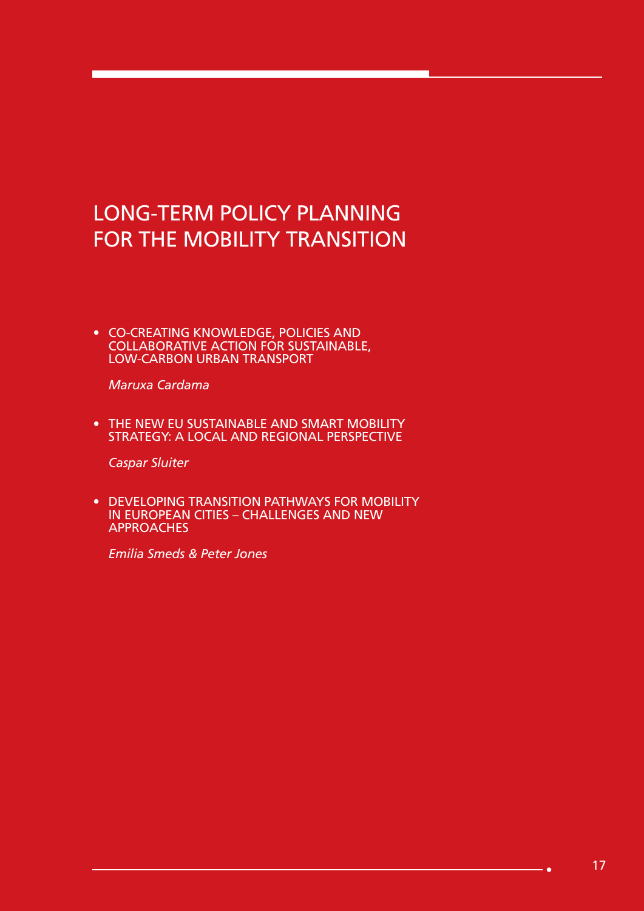# LONG-TERM POLICY PLANNING FOR THE MOBILITY TRANSITION

- CO-CREATING KNOWLEDGE, POLICIES AND COLLABORATIVE ACTION FOR SUSTAINABLE, LOW-CARBON URBAN TRANSPORT

  *Maruxa Cardama*

- THE NEW EU SUSTAINABLE AND SMART MOBILITY STRATEGY: A LOCAL AND REGIONAL PERSPECTIVE

  *Caspar Sluiter*

- DEVELOPING TRANSITION PATHWAYS FOR MOBILITY IN EUROPEAN CITIES – CHALLENGES AND NEW APPROACHES

  *Emilia Smeds & Peter Jones*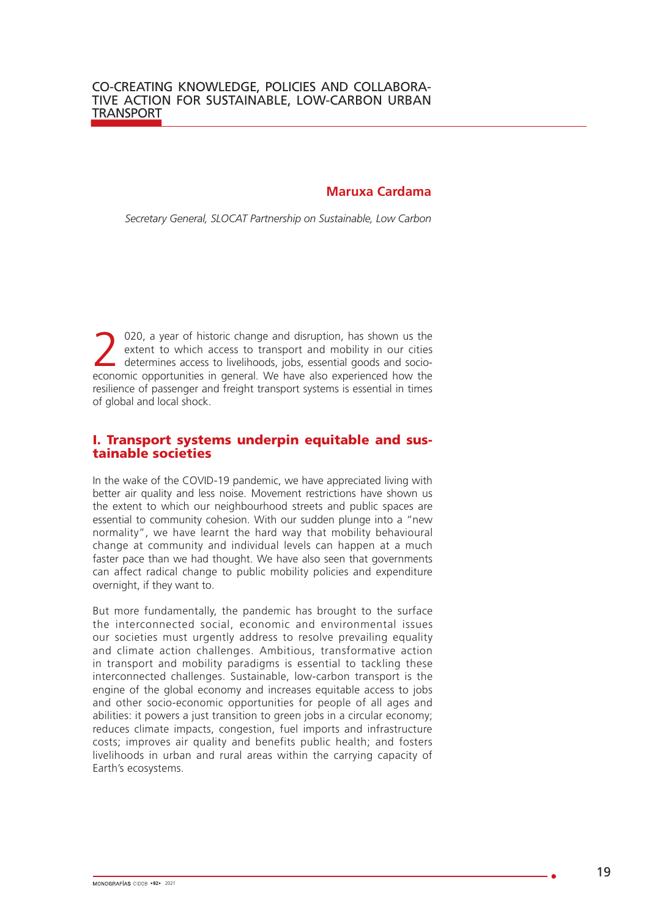# CO-CREATING KNOWLEDGE, POLICIES AND COLLABORATIVE ACTION FOR SUSTAINABLE, LOW-CARBON URBAN TRANSPORT

**Maruxa Cardama**

*Secretary General, SLOCAT Partnership on Sustainable, Low Carbon*

2020, a year of historic change and disruption, has shown us the extent to which access to transport and mobility in our cities determines access to livelihoods, jobs, essential goods and socio-economic opportunities in general. We have also experienced how the resilience of passenger and freight transport systems is essential in times of global and local shock.

## I. Transport systems underpin equitable and sustainable societies

In the wake of the COVID-19 pandemic, we have appreciated living with better air quality and less noise. Movement restrictions have shown us the extent to which our neighbourhood streets and public spaces are essential to community cohesion. With our sudden plunge into a "new normality", we have learnt the hard way that mobility behavioural change at community and individual levels can happen at a much faster pace than we had thought. We have also seen that governments can affect radical change to public mobility policies and expenditure overnight, if they want to.

But more fundamentally, the pandemic has brought to the surface the interconnected social, economic and environmental issues our societies must urgently address to resolve prevailing equality and climate action challenges. Ambitious, transformative action in transport and mobility paradigms is essential to tackling these interconnected challenges. Sustainable, low-carbon transport is the engine of the global economy and increases equitable access to jobs and other socio-economic opportunities for people of all ages and abilities: it powers a just transition to green jobs in a circular economy; reduces climate impacts, congestion, fuel imports and infrastructure costs; improves air quality and benefits public health; and fosters livelihoods in urban and rural areas within the carrying capacity of Earth's ecosystems.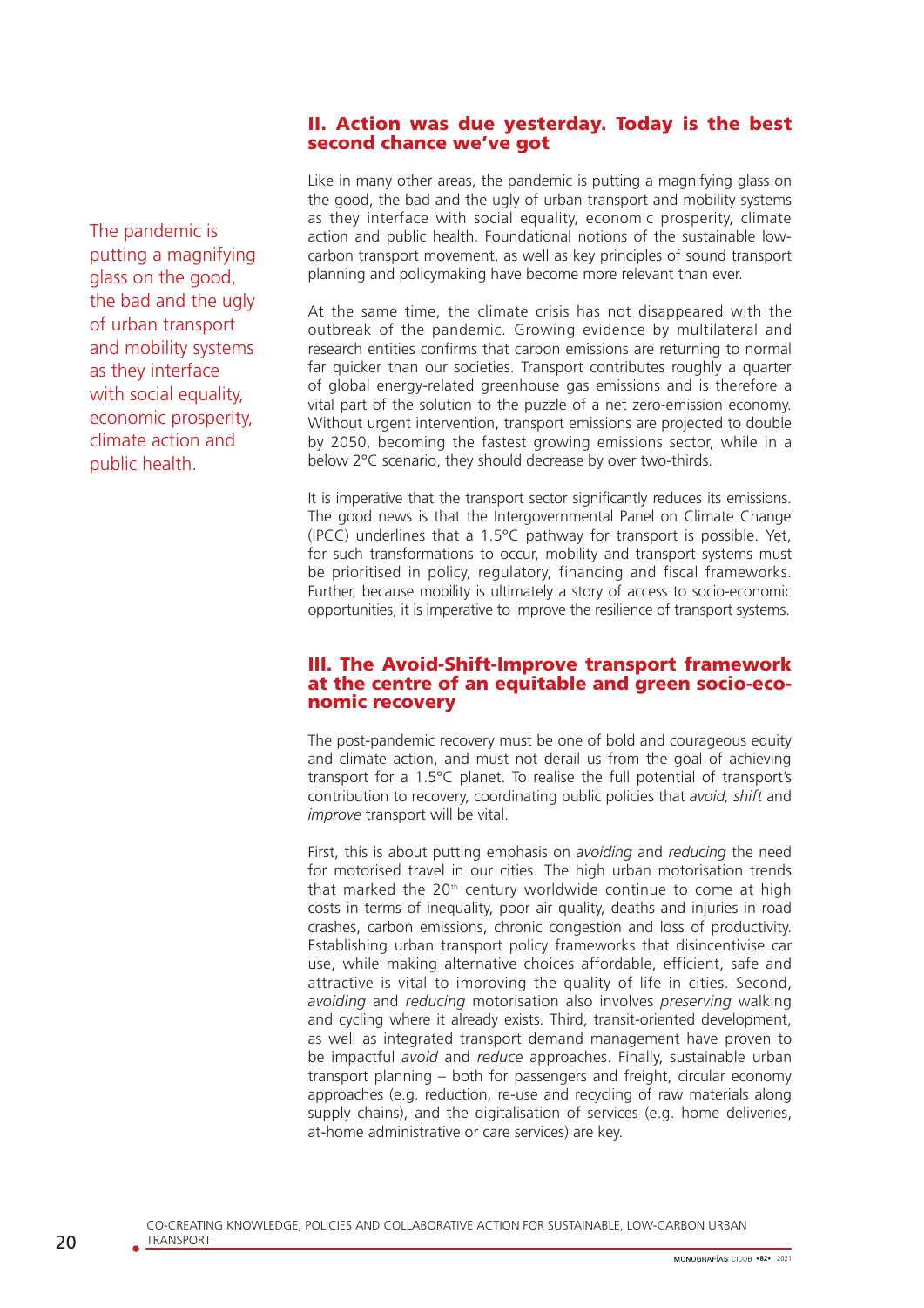## II. Action was due yesterday. Today is the best second chance we've got

> The pandemic is putting a magnifying glass on the good, the bad and the ugly of urban transport and mobility systems as they interface with social equality, economic prosperity, climate action and public health.

Like in many other areas, the pandemic is putting a magnifying glass on the good, the bad and the ugly of urban transport and mobility systems as they interface with social equality, economic prosperity, climate action and public health. Foundational notions of the sustainable low-carbon transport movement, as well as key principles of sound transport planning and policymaking have become more relevant than ever.

At the same time, the climate crisis has not disappeared with the outbreak of the pandemic. Growing evidence by multilateral and research entities confirms that carbon emissions are returning to normal far quicker than our societies. Transport contributes roughly a quarter of global energy-related greenhouse gas emissions and is therefore a vital part of the solution to the puzzle of a net zero-emission economy. Without urgent intervention, transport emissions are projected to double by 2050, becoming the fastest growing emissions sector, while in a below 2°C scenario, they should decrease by over two-thirds.

It is imperative that the transport sector significantly reduces its emissions. The good news is that the Intergovernmental Panel on Climate Change (IPCC) underlines that a 1.5°C pathway for transport is possible. Yet, for such transformations to occur, mobility and transport systems must be prioritised in policy, regulatory, financing and fiscal frameworks. Further, because mobility is ultimately a story of access to socio-economic opportunities, it is imperative to improve the resilience of transport systems.

## III. The Avoid-Shift-Improve transport framework at the centre of an equitable and green socio-economic recovery

The post-pandemic recovery must be one of bold and courageous equity and climate action, and must not derail us from the goal of achieving transport for a 1.5°C planet. To realise the full potential of transport's contribution to recovery, coordinating public policies that *avoid, shift* and *improve* transport will be vital.

First, this is about putting emphasis on *avoiding* and *reducing* the need for motorised travel in our cities. The high urban motorisation trends that marked the 20th century worldwide continue to come at high costs in terms of inequality, poor air quality, deaths and injuries in road crashes, carbon emissions, chronic congestion and loss of productivity. Establishing urban transport policy frameworks that disincentivise car use, while making alternative choices affordable, efficient, safe and attractive is vital to improving the quality of life in cities. Second, *avoiding* and *reducing* motorisation also involves *preserving* walking and cycling where it already exists. Third, transit-oriented development, as well as integrated transport demand management have proven to be impactful *avoid* and *reduce* approaches. Finally, sustainable urban transport planning – both for passengers and freight, circular economy approaches (e.g. reduction, re-use and recycling of raw materials along supply chains), and the digitalisation of services (e.g. home deliveries, at-home administrative or care services) are key.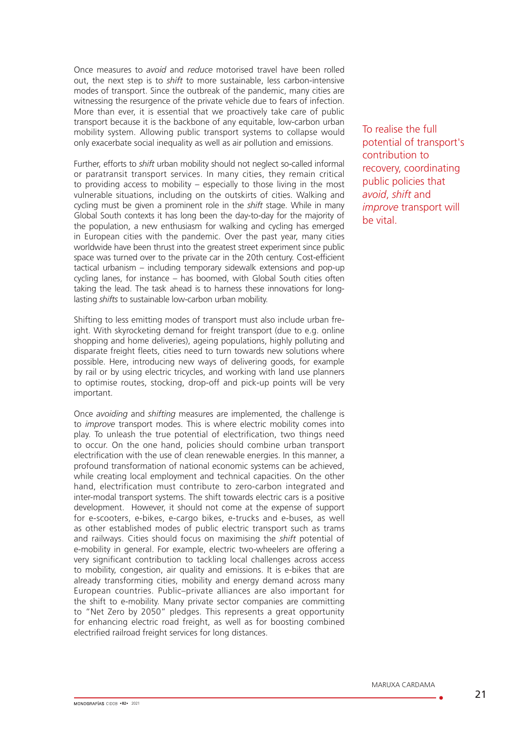Once measures to *avoid* and *reduce* motorised travel have been rolled out, the next step is to *shift* to more sustainable, less carbon-intensive modes of transport. Since the outbreak of the pandemic, many cities are witnessing the resurgence of the private vehicle due to fears of infection. More than ever, it is essential that we proactively take care of public transport because it is the backbone of any equitable, low-carbon urban mobility system. Allowing public transport systems to collapse would only exacerbate social inequality as well as air pollution and emissions.

To realise the full potential of transport's contribution to recovery, coordinating public policies that *avoid*, *shift* and *improve* transport will be vital.

Further, efforts to *shift* urban mobility should not neglect so-called informal or paratransit transport services. In many cities, they remain critical to providing access to mobility – especially to those living in the most vulnerable situations, including on the outskirts of cities. Walking and cycling must be given a prominent role in the *shift* stage. While in many Global South contexts it has long been the day-to-day for the majority of the population, a new enthusiasm for walking and cycling has emerged in European cities with the pandemic. Over the past year, many cities worldwide have been thrust into the greatest street experiment since public space was turned over to the private car in the 20th century. Cost-efficient tactical urbanism – including temporary sidewalk extensions and pop-up cycling lanes, for instance – has boomed, with Global South cities often taking the lead. The task ahead is to harness these innovations for long-lasting *shifts* to sustainable low-carbon urban mobility.

Shifting to less emitting modes of transport must also include urban freight. With skyrocketing demand for freight transport (due to e.g. online shopping and home deliveries), ageing populations, highly polluting and disparate freight fleets, cities need to turn towards new solutions where possible. Here, introducing new ways of delivering goods, for example by rail or by using electric tricycles, and working with land use planners to optimise routes, stocking, drop-off and pick-up points will be very important.

Once *avoiding* and *shifting* measures are implemented, the challenge is to *improve* transport modes. This is where electric mobility comes into play. To unleash the true potential of electrification, two things need to occur. On the one hand, policies should combine urban transport electrification with the use of clean renewable energies. In this manner, a profound transformation of national economic systems can be achieved, while creating local employment and technical capacities. On the other hand, electrification must contribute to zero-carbon integrated and inter-modal transport systems. The shift towards electric cars is a positive development. However, it should not come at the expense of support for e-scooters, e-bikes, e-cargo bikes, e-trucks and e-buses, as well as other established modes of public electric transport such as trams and railways. Cities should focus on maximising the *shift* potential of e-mobility in general. For example, electric two-wheelers are offering a very significant contribution to tackling local challenges across access to mobility, congestion, air quality and emissions. It is e-bikes that are already transforming cities, mobility and energy demand across many European countries. Public–private alliances are also important for the shift to e-mobility. Many private sector companies are committing to "Net Zero by 2050" pledges. This represents a great opportunity for enhancing electric road freight, as well as for boosting combined electrified railroad freight services for long distances.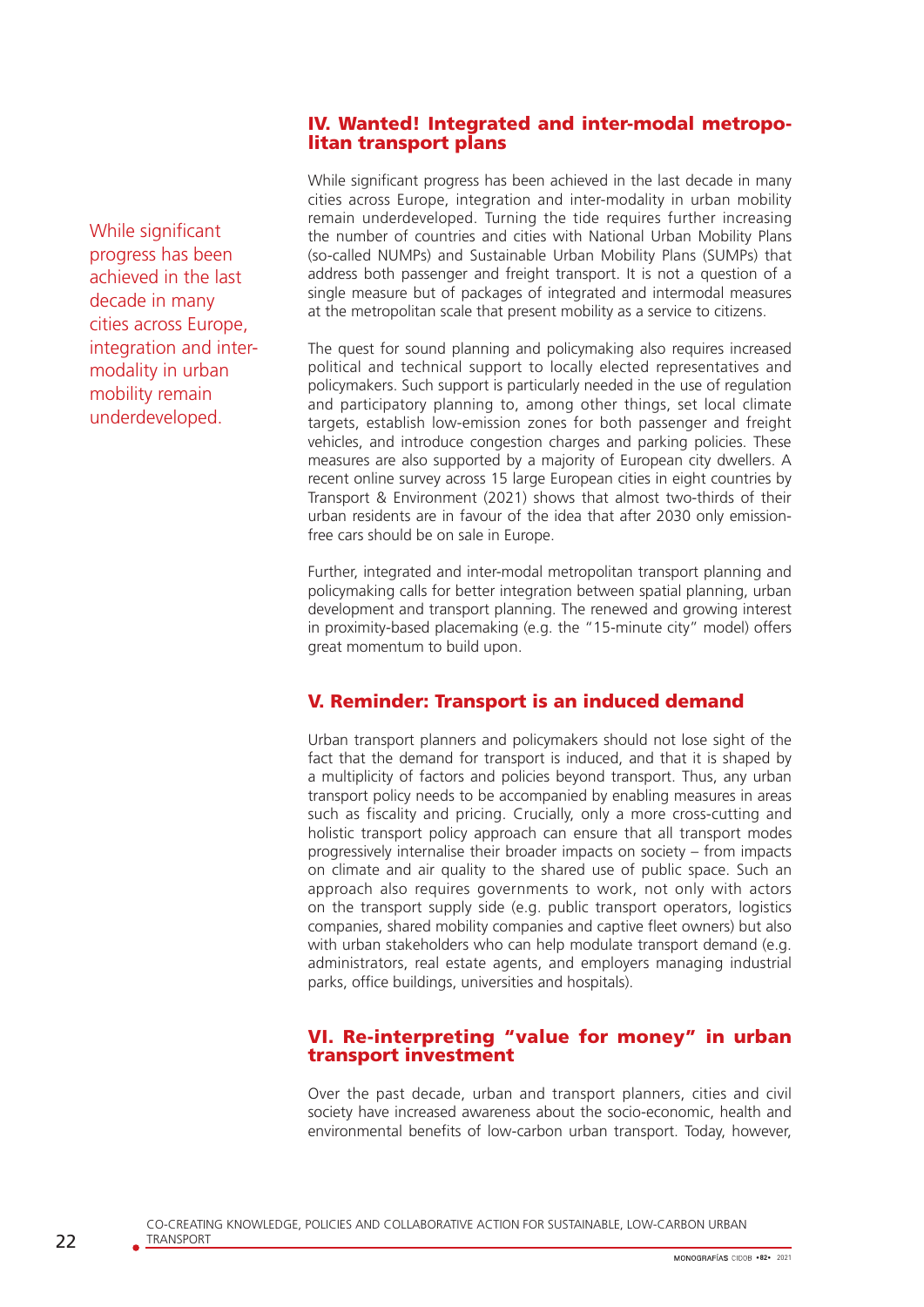## IV. Wanted! Integrated and inter-modal metropolitan transport plans

While significant progress has been achieved in the last decade in many cities across Europe, integration and inter-modality in urban mobility remain underdeveloped. Turning the tide requires further increasing the number of countries and cities with National Urban Mobility Plans (so-called NUMPs) and Sustainable Urban Mobility Plans (SUMPs) that address both passenger and freight transport. It is not a question of a single measure but of packages of integrated and intermodal measures at the metropolitan scale that present mobility as a service to citizens.

While significant progress has been achieved in the last decade in many cities across Europe, integration and inter-modality in urban mobility remain underdeveloped.

The quest for sound planning and policymaking also requires increased political and technical support to locally elected representatives and policymakers. Such support is particularly needed in the use of regulation and participatory planning to, among other things, set local climate targets, establish low-emission zones for both passenger and freight vehicles, and introduce congestion charges and parking policies. These measures are also supported by a majority of European city dwellers. A recent online survey across 15 large European cities in eight countries by Transport & Environment (2021) shows that almost two-thirds of their urban residents are in favour of the idea that after 2030 only emission-free cars should be on sale in Europe.

Further, integrated and inter-modal metropolitan transport planning and policymaking calls for better integration between spatial planning, urban development and transport planning. The renewed and growing interest in proximity-based placemaking (e.g. the "15-minute city" model) offers great momentum to build upon.

## V. Reminder: Transport is an induced demand

Urban transport planners and policymakers should not lose sight of the fact that the demand for transport is induced, and that it is shaped by a multiplicity of factors and policies beyond transport. Thus, any urban transport policy needs to be accompanied by enabling measures in areas such as fiscality and pricing. Crucially, only a more cross-cutting and holistic transport policy approach can ensure that all transport modes progressively internalise their broader impacts on society – from impacts on climate and air quality to the shared use of public space. Such an approach also requires governments to work, not only with actors on the transport supply side (e.g. public transport operators, logistics companies, shared mobility companies and captive fleet owners) but also with urban stakeholders who can help modulate transport demand (e.g. administrators, real estate agents, and employers managing industrial parks, office buildings, universities and hospitals).

## VI. Re-interpreting "value for money" in urban transport investment

Over the past decade, urban and transport planners, cities and civil society have increased awareness about the socio-economic, health and environmental benefits of low-carbon urban transport. Today, however,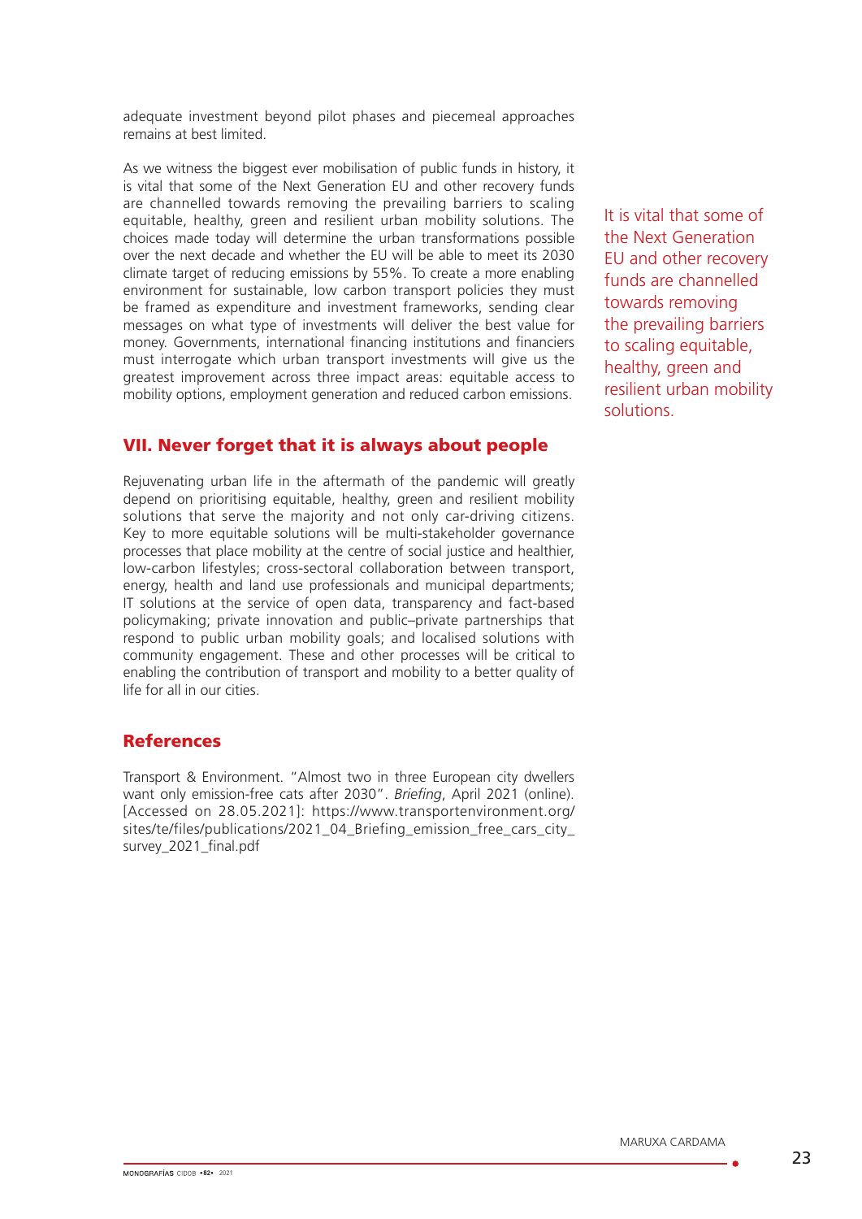adequate investment beyond pilot phases and piecemeal approaches remains at best limited.

As we witness the biggest ever mobilisation of public funds in history, it is vital that some of the Next Generation EU and other recovery funds are channelled towards removing the prevailing barriers to scaling equitable, healthy, green and resilient urban mobility solutions. The choices made today will determine the urban transformations possible over the next decade and whether the EU will be able to meet its 2030 climate target of reducing emissions by 55%. To create a more enabling environment for sustainable, low carbon transport policies they must be framed as expenditure and investment frameworks, sending clear messages on what type of investments will deliver the best value for money. Governments, international financing institutions and financiers must interrogate which urban transport investments will give us the greatest improvement across three impact areas: equitable access to mobility options, employment generation and reduced carbon emissions.

It is vital that some of the Next Generation EU and other recovery funds are channelled towards removing the prevailing barriers to scaling equitable, healthy, green and resilient urban mobility solutions.

## VII. Never forget that it is always about people

Rejuvenating urban life in the aftermath of the pandemic will greatly depend on prioritising equitable, healthy, green and resilient mobility solutions that serve the majority and not only car-driving citizens. Key to more equitable solutions will be multi-stakeholder governance processes that place mobility at the centre of social justice and healthier, low-carbon lifestyles; cross-sectoral collaboration between transport, energy, health and land use professionals and municipal departments; IT solutions at the service of open data, transparency and fact-based policymaking; private innovation and public–private partnerships that respond to public urban mobility goals; and localised solutions with community engagement. These and other processes will be critical to enabling the contribution of transport and mobility to a better quality of life for all in our cities.

## References

Transport & Environment. "Almost two in three European city dwellers want only emission-free cats after 2030". *Briefing*, April 2021 (online). [Accessed on 28.05.2021]: https://www.transportenvironment.org/sites/te/files/publications/2021_04_Briefing_emission_free_cars_city_survey_2021_final.pdf